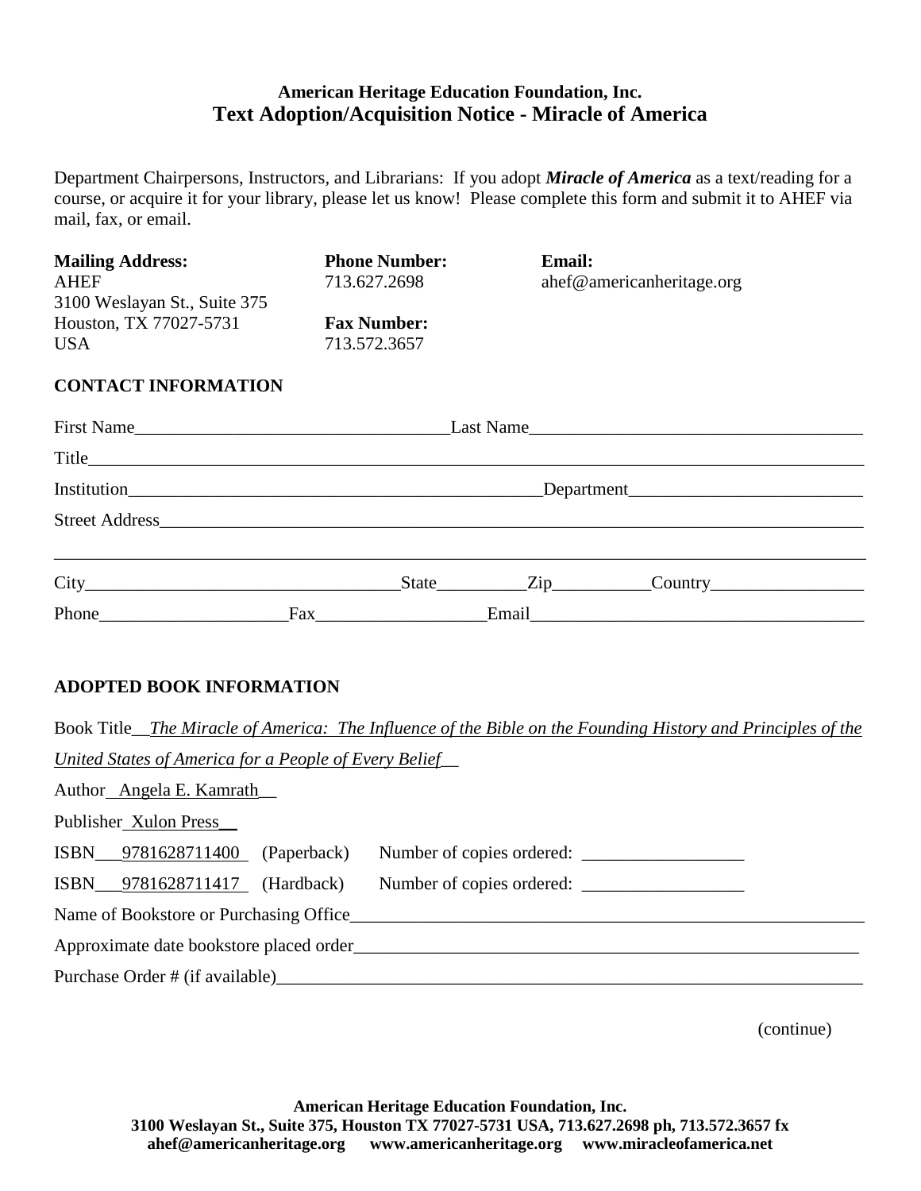**American Heritage Education Foundation, Inc.**

# Text Adoption/Acquisition Notice - Miracle of America

Department Chairpersons, Instructors, and Librarians: If you adopt ***Miracle of America*** as a text/reading for a course, or acquire it for your library, please let us know! Please complete this form and submit it to AHEF via mail, fax, or email.

**Mailing Address:**
AHEF
3100 Weslayan St., Suite 375
Houston, TX 77027-5731
USA

**Phone Number:**
713.627.2698

**Fax Number:**
713.572.3657

**Email:**
ahef@americanheritage.org

## CONTACT INFORMATION

First Name___________________________________Last Name_____________________________________

Title________________________________________________________________________________

Institution______________________________________________Department__________________________

Street Address___________________________________________________________________________

_____________________________________________________________________________________

City___________________________________State__________Zip___________Country_________________

Phone_____________________Fax___________________Email_____________________________________

## ADOPTED BOOK INFORMATION

Book Title__*The Miracle of America: The Influence of the Bible on the Founding History and Principles of the United States of America for a People of Every Belief*__

Author_ Angela E. Kamrath__

Publisher_Xulon Press__

ISBN___9781628711400_ (Paperback) Number of copies ordered: __________________

ISBN___9781628711417_ (Hardback) Number of copies ordered: __________________

Name of Bookstore or Purchasing Office_____________________________________________________

Approximate date bookstore placed order____________________________________________________

Purchase Order # (if available)____________________________________________________________

(continue)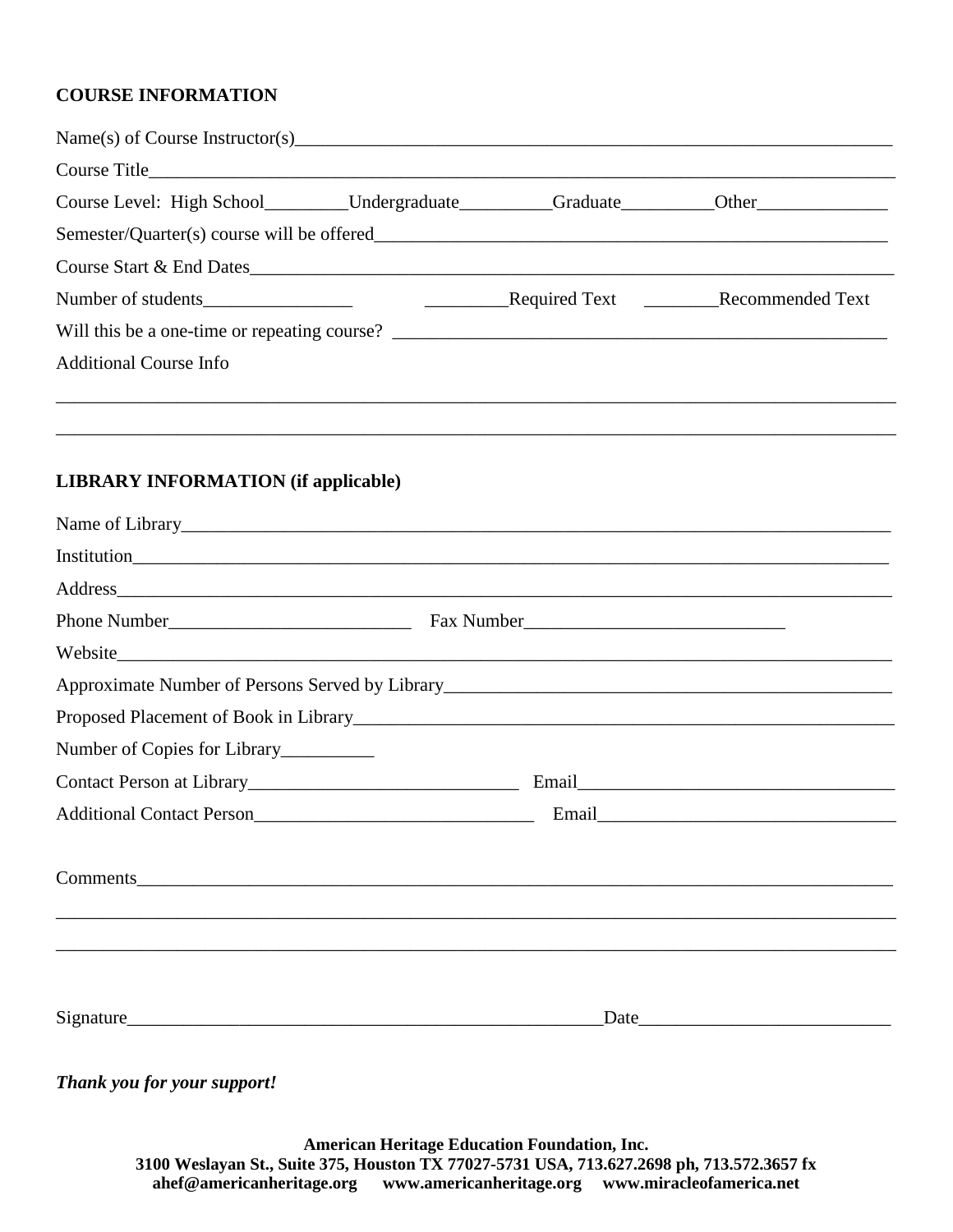**COURSE INFORMATION**

Name(s) of Course Instructor(s)_______________________________________________________________

Course Title_________________________________________________________________________

Course Level: High School_________Undergraduate__________Graduate__________Other______________

Semester/Quarter(s) course will be offered_________________________________________________________

Course Start & End Dates_______________________________________________________________

Number of students________________ _________Required Text ________Recommended Text

Will this be a one-time or repeating course? _______________________________________________________

Additional Course Info

_____________________________________________________________________________________

_____________________________________________________________________________________

**LIBRARY INFORMATION (if applicable)**

Name of Library______________________________________________________________________

Institution__________________________________________________________________________

Address____________________________________________________________________________

Phone Number__________________________ Fax Number____________________________

Website____________________________________________________________________________

Approximate Number of Persons Served by Library__________________________________________

Proposed Placement of Book in Library____________________________________________________

Number of Copies for Library__________

Contact Person at Library_____________________________ Email__________________________________

Additional Contact Person______________________________ Email________________________________

Comments__________________________________________________________________________

_____________________________________________________________________________________

_____________________________________________________________________________________

Signature______________________________________________________Date___________________________

***Thank you for your support!***

**American Heritage Education Foundation, Inc.**
**3100 Weslayan St., Suite 375, Houston TX 77027-5731 USA, 713.627.2698 ph, 713.572.3657 fx**
**ahef@americanheritage.org www.americanheritage.org www.miracleofamerica.net**